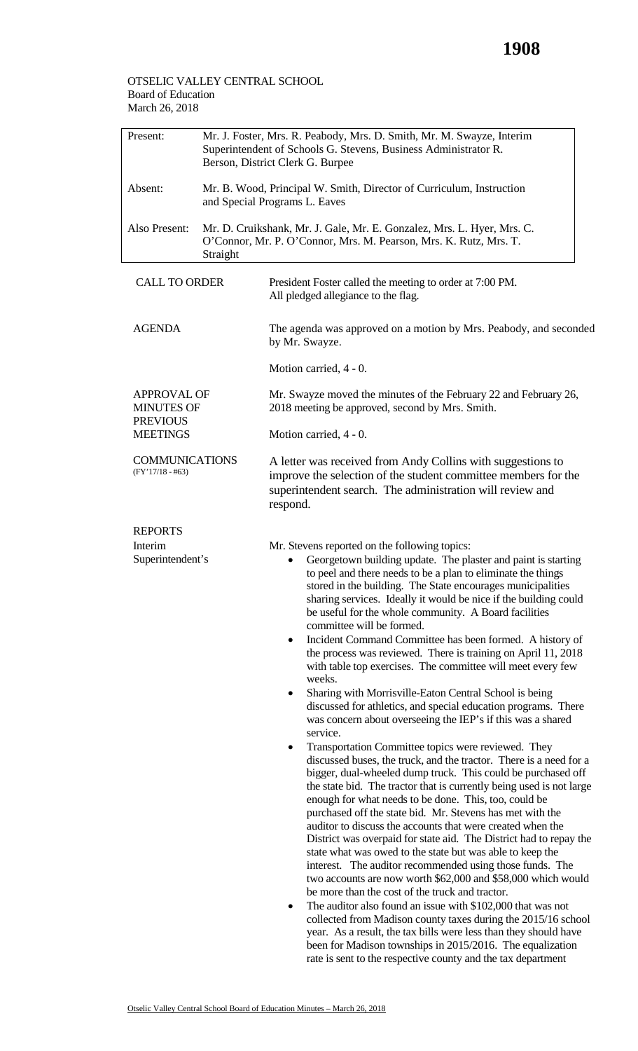OTSELIC VALLEY CENTRAL SCHOOL
Board of Education
March 26, 2018

| | |
|---|---|
| Present: | Mr. J. Foster, Mrs. R. Peabody, Mrs. D. Smith, Mr. M. Swayze, Interim Superintendent of Schools G. Stevens, Business Administrator R. Berson, District Clerk G. Burpee |
| Absent: | Mr. B. Wood, Principal W. Smith, Director of Curriculum, Instruction and Special Programs L. Eaves |
| Also Present: | Mr. D. Cruikshank, Mr. J. Gale, Mr. E. Gonzalez, Mrs. L. Hyer, Mrs. C. O'Connor, Mr. P. O'Connor, Mrs. M. Pearson, Mrs. K. Rutz, Mrs. T. Straight |

**CALL TO ORDER**

President Foster called the meeting to order at 7:00 PM. All pledged allegiance to the flag.

**AGENDA**

The agenda was approved on a motion by Mrs. Peabody, and seconded by Mr. Swayze.

Motion carried, 4 - 0.

**APPROVAL OF MINUTES OF PREVIOUS MEETINGS**

Mr. Swayze moved the minutes of the February 22 and February 26, 2018 meeting be approved, second by Mrs. Smith.

Motion carried, 4 - 0.

**COMMUNICATIONS**
(FY'17/18 - #63)

A letter was received from Andy Collins with suggestions to improve the selection of the student committee members for the superintendent search. The administration will review and respond.

**REPORTS**
**Interim Superintendent's**

Mr. Stevens reported on the following topics:

- Georgetown building update. The plaster and paint is starting to peel and there needs to be a plan to eliminate the things stored in the building. The State encourages municipalities sharing services. Ideally it would be nice if the building could be useful for the whole community. A Board facilities committee will be formed.
- Incident Command Committee has been formed. A history of the process was reviewed. There is training on April 11, 2018 with table top exercises. The committee will meet every few weeks.
- Sharing with Morrisville-Eaton Central School is being discussed for athletics, and special education programs. There was concern about overseeing the IEP's if this was a shared service.
- Transportation Committee topics were reviewed. They discussed buses, the truck, and the tractor. There is a need for a bigger, dual-wheeled dump truck. This could be purchased off the state bid. The tractor that is currently being used is not large enough for what needs to be done. This, too, could be purchased off the state bid. Mr. Stevens has met with the auditor to discuss the accounts that were created when the District was overpaid for state aid. The District had to repay the state what was owed to the state but was able to keep the interest. The auditor recommended using those funds. The two accounts are now worth $62,000 and $58,000 which would be more than the cost of the truck and tractor.
- The auditor also found an issue with $102,000 that was not collected from Madison county taxes during the 2015/16 school year. As a result, the tax bills were less than they should have been for Madison townships in 2015/2016. The equalization rate is sent to the respective county and the tax department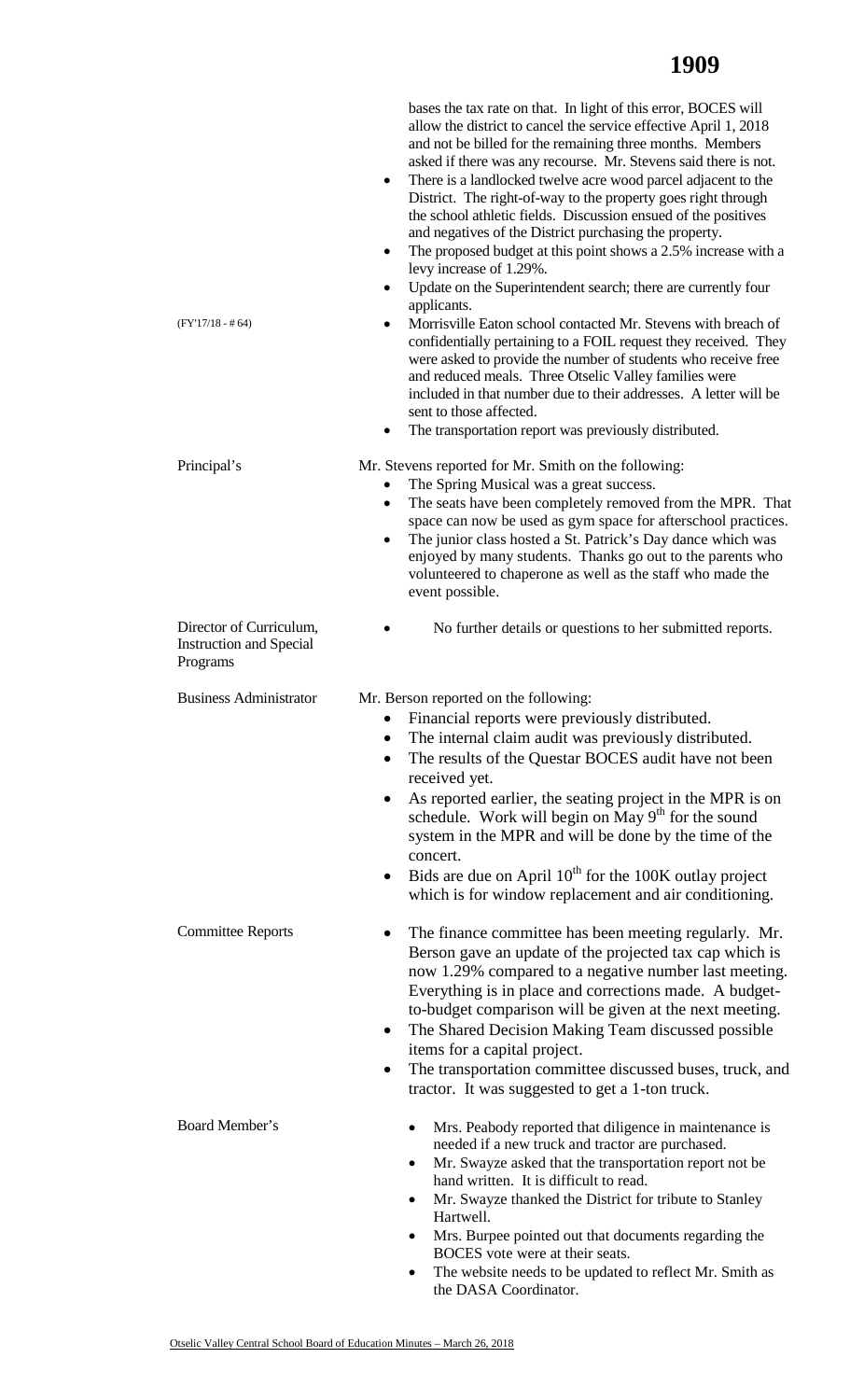bases the tax rate on that. In light of this error, BOCES will allow the district to cancel the service effective April 1, 2018 and not be billed for the remaining three months. Members asked if there was any recourse. Mr. Stevens said there is not.

- There is a landlocked twelve acre wood parcel adjacent to the District. The right-of-way to the property goes right through the school athletic fields. Discussion ensued of the positives and negatives of the District purchasing the property.
- The proposed budget at this point shows a 2.5% increase with a levy increase of 1.29%.
- Update on the Superintendent search; there are currently four applicants.
- (FY'17/18 - # 64) Morrisville Eaton school contacted Mr. Stevens with breach of confidentially pertaining to a FOIL request they received. They were asked to provide the number of students who receive free and reduced meals. Three Otselic Valley families were included in that number due to their addresses. A letter will be sent to those affected.
- The transportation report was previously distributed.

**Principal's**

Mr. Stevens reported for Mr. Smith on the following:

- The Spring Musical was a great success.
- The seats have been completely removed from the MPR. That space can now be used as gym space for afterschool practices.
- The junior class hosted a St. Patrick's Day dance which was enjoyed by many students. Thanks go out to the parents who volunteered to chaperone as well as the staff who made the event possible.

**Director of Curriculum, Instruction and Special Programs**

- No further details or questions to her submitted reports.

**Business Administrator**

Mr. Berson reported on the following:

- Financial reports were previously distributed.
- The internal claim audit was previously distributed.
- The results of the Questar BOCES audit have not been received yet.
- As reported earlier, the seating project in the MPR is on schedule. Work will begin on May 9th for the sound system in the MPR and will be done by the time of the concert.
- Bids are due on April 10th for the 100K outlay project which is for window replacement and air conditioning.

**Committee Reports**

- The finance committee has been meeting regularly. Mr. Berson gave an update of the projected tax cap which is now 1.29% compared to a negative number last meeting. Everything is in place and corrections made. A budget-to-budget comparison will be given at the next meeting.
- The Shared Decision Making Team discussed possible items for a capital project.
- The transportation committee discussed buses, truck, and tractor. It was suggested to get a 1-ton truck.

**Board Member's**

- Mrs. Peabody reported that diligence in maintenance is needed if a new truck and tractor are purchased.
- Mr. Swayze asked that the transportation report not be hand written. It is difficult to read.
- Mr. Swayze thanked the District for tribute to Stanley Hartwell.
- Mrs. Burpee pointed out that documents regarding the BOCES vote were at their seats.
- The website needs to be updated to reflect Mr. Smith as the DASA Coordinator.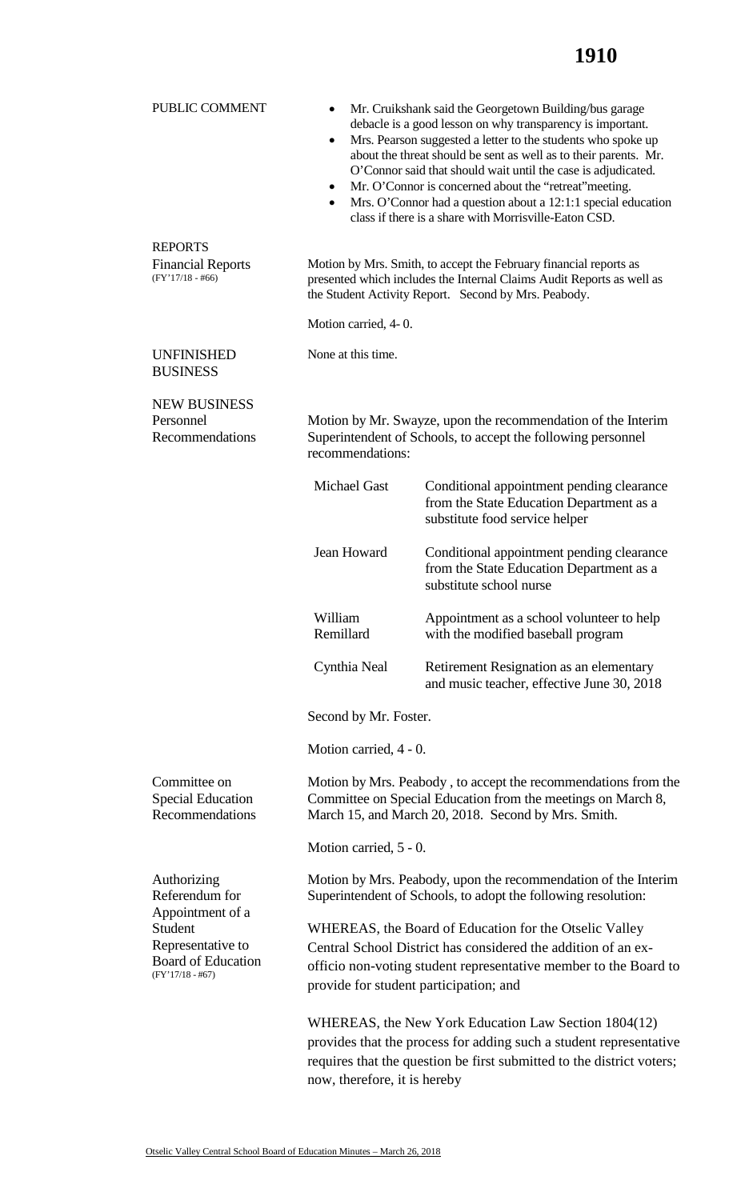## PUBLIC COMMENT

- Mr. Cruikshank said the Georgetown Building/bus garage debacle is a good lesson on why transparency is important.
- Mrs. Pearson suggested a letter to the students who spoke up about the threat should be sent as well as to their parents. Mr. O'Connor said that should wait until the case is adjudicated.
- Mr. O'Connor is concerned about the "retreat"meeting.
- Mrs. O'Connor had a question about a 12:1:1 special education class if there is a share with Morrisville-Eaton CSD.

## REPORTS

### Financial Reports
(FY'17/18 - #66)

Motion by Mrs. Smith, to accept the February financial reports as presented which includes the Internal Claims Audit Reports as well as the Student Activity Report. Second by Mrs. Peabody.

Motion carried, 4- 0.

## UNFINISHED BUSINESS

None at this time.

## NEW BUSINESS

### Personnel Recommendations

Motion by Mr. Swayze, upon the recommendation of the Interim Superintendent of Schools, to accept the following personnel recommendations:

| | |
|---|---|
| Michael Gast | Conditional appointment pending clearance from the State Education Department as a substitute food service helper |
| Jean Howard | Conditional appointment pending clearance from the State Education Department as a substitute school nurse |
| William Remillard | Appointment as a school volunteer to help with the modified baseball program |
| Cynthia Neal | Retirement Resignation as an elementary and music teacher, effective June 30, 2018 |

Second by Mr. Foster.

Motion carried, 4 - 0.

### Committee on Special Education Recommendations

Motion by Mrs. Peabody , to accept the recommendations from the Committee on Special Education from the meetings on March 8, March 15, and March 20, 2018. Second by Mrs. Smith.

Motion carried, 5 - 0.

### Authorizing Referendum for Appointment of a Student Representative to Board of Education
(FY'17/18 - #67)

Motion by Mrs. Peabody, upon the recommendation of the Interim Superintendent of Schools, to adopt the following resolution:

WHEREAS, the Board of Education for the Otselic Valley Central School District has considered the addition of an ex-officio non-voting student representative member to the Board to provide for student participation; and

WHEREAS, the New York Education Law Section 1804(12) provides that the process for adding such a student representative requires that the question be first submitted to the district voters; now, therefore, it is hereby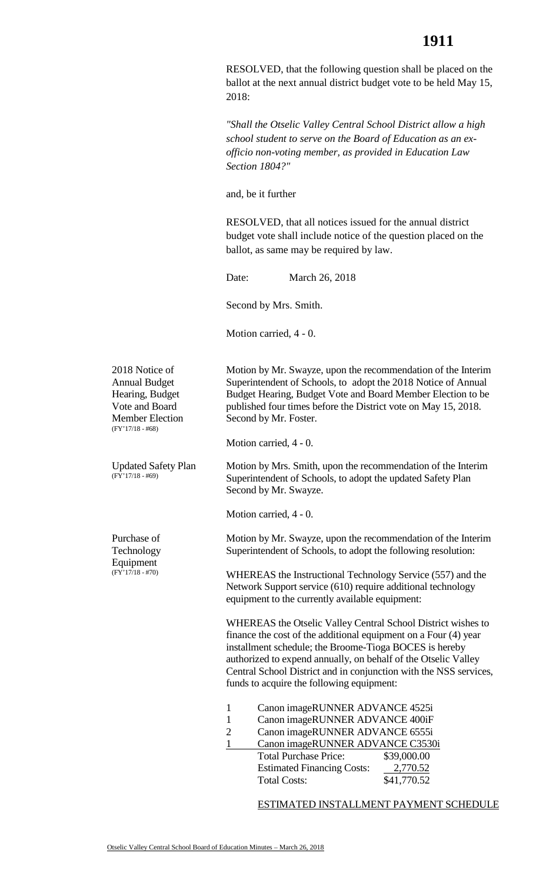RESOLVED, that the following question shall be placed on the ballot at the next annual district budget vote to be held May 15, 2018:

*"Shall the Otselic Valley Central School District allow a high school student to serve on the Board of Education as an ex-officio non-voting member, as provided in Education Law Section 1804?"*

and, be it further

RESOLVED, that all notices issued for the annual district budget vote shall include notice of the question placed on the ballot, as same may be required by law.

Date: March 26, 2018

Second by Mrs. Smith.

Motion carried, 4 - 0.

**2018 Notice of Annual Budget Hearing, Budget Vote and Board Member Election** (FY'17/18 - #68)

Motion by Mr. Swayze, upon the recommendation of the Interim Superintendent of Schools, to adopt the 2018 Notice of Annual Budget Hearing, Budget Vote and Board Member Election to be published four times before the District vote on May 15, 2018. Second by Mr. Foster.

Motion carried, 4 - 0.

**Updated Safety Plan** (FY'17/18 - #69)

Motion by Mrs. Smith, upon the recommendation of the Interim Superintendent of Schools, to adopt the updated Safety Plan Second by Mr. Swayze.

Motion carried, 4 - 0.

**Purchase of Technology Equipment** (FY'17/18 - #70)

Motion by Mr. Swayze, upon the recommendation of the Interim Superintendent of Schools, to adopt the following resolution:

WHEREAS the Instructional Technology Service (557) and the Network Support service (610) require additional technology equipment to the currently available equipment:

WHEREAS the Otselic Valley Central School District wishes to finance the cost of the additional equipment on a Four (4) year installment schedule; the Broome-Tioga BOCES is hereby authorized to expend annually, on behalf of the Otselic Valley Central School District and in conjunction with the NSS services, funds to acquire the following equipment:

- 1 Canon imageRUNNER ADVANCE 4525i
- 1 Canon imageRUNNER ADVANCE 400iF
- 2 Canon imageRUNNER ADVANCE 6555i
- 1 Canon imageRUNNER ADVANCE C3530i

| | |
|---|---|
| Total Purchase Price: | $39,000.00 |
| Estimated Financing Costs: | 2,770.52 |
| Total Costs: | $41,770.52 |

ESTIMATED INSTALLMENT PAYMENT SCHEDULE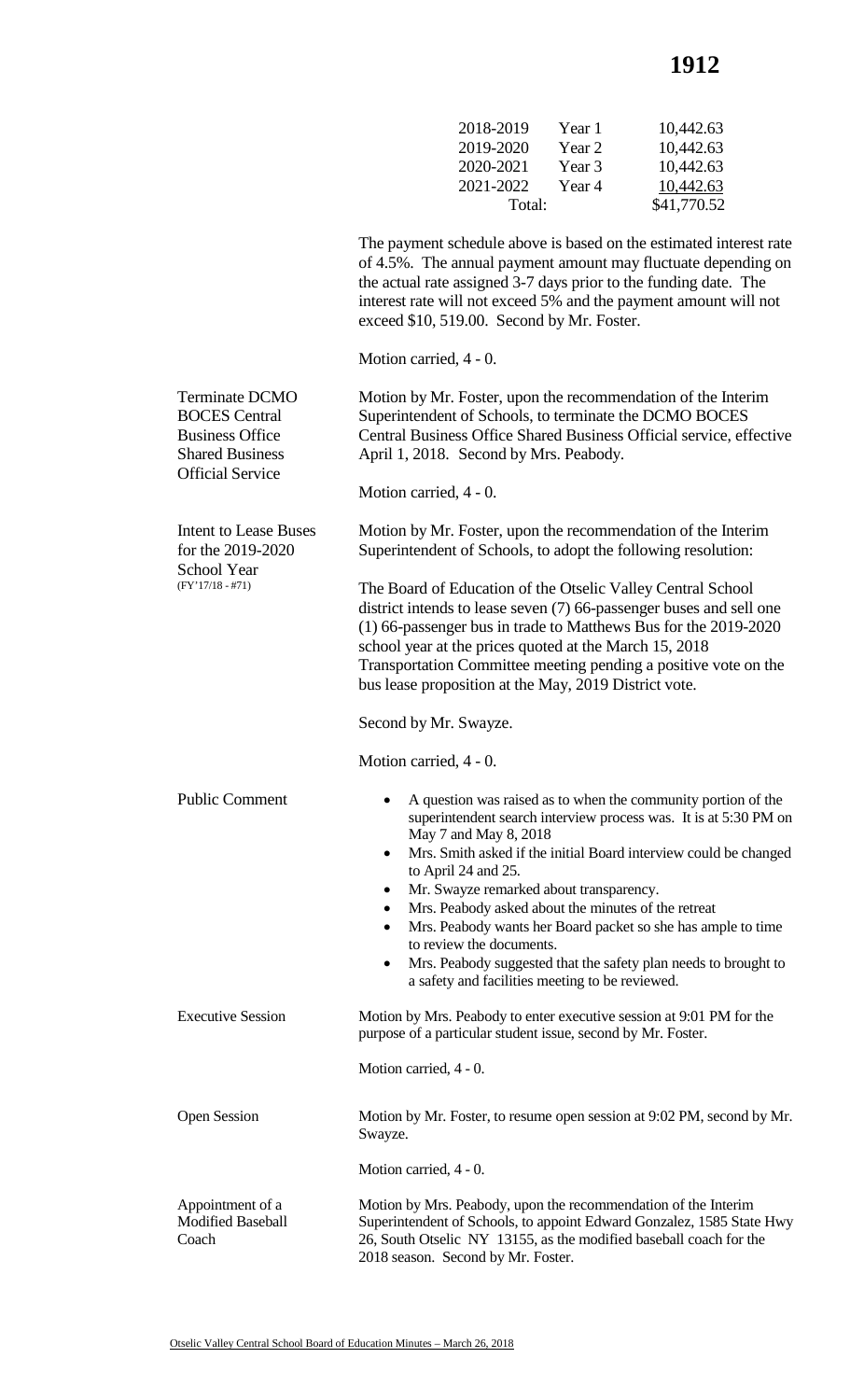| | | |
|---|---|---|
| 2018-2019 | Year 1 | 10,442.63 |
| 2019-2020 | Year 2 | 10,442.63 |
| 2020-2021 | Year 3 | 10,442.63 |
| 2021-2022 | Year 4 | 10,442.63 |
| Total: | | $41,770.52 |

The payment schedule above is based on the estimated interest rate of 4.5%. The annual payment amount may fluctuate depending on the actual rate assigned 3-7 days prior to the funding date. The interest rate will not exceed 5% and the payment amount will not exceed $10, 519.00. Second by Mr. Foster.

Motion carried, 4 - 0.

**Terminate DCMO BOCES Central Business Office Shared Business Official Service**

Motion by Mr. Foster, upon the recommendation of the Interim Superintendent of Schools, to terminate the DCMO BOCES Central Business Office Shared Business Official service, effective April 1, 2018. Second by Mrs. Peabody.

Motion carried, 4 - 0.

**Intent to Lease Buses for the 2019-2020 School Year**
(FY'17/18 - #71)

Motion by Mr. Foster, upon the recommendation of the Interim Superintendent of Schools, to adopt the following resolution:

The Board of Education of the Otselic Valley Central School district intends to lease seven (7) 66-passenger buses and sell one (1) 66-passenger bus in trade to Matthews Bus for the 2019-2020 school year at the prices quoted at the March 15, 2018 Transportation Committee meeting pending a positive vote on the bus lease proposition at the May, 2019 District vote.

Second by Mr. Swayze.

Motion carried, 4 - 0.

**Public Comment**

- A question was raised as to when the community portion of the superintendent search interview process was. It is at 5:30 PM on May 7 and May 8, 2018
- Mrs. Smith asked if the initial Board interview could be changed to April 24 and 25.
- Mr. Swayze remarked about transparency.
- Mrs. Peabody asked about the minutes of the retreat
- Mrs. Peabody wants her Board packet so she has ample to time to review the documents.
- Mrs. Peabody suggested that the safety plan needs to brought to a safety and facilities meeting to be reviewed.

**Executive Session**

Motion by Mrs. Peabody to enter executive session at 9:01 PM for the purpose of a particular student issue, second by Mr. Foster.

Motion carried, 4 - 0.

**Open Session**

Motion by Mr. Foster, to resume open session at 9:02 PM, second by Mr. Swayze.

Motion carried, 4 - 0.

**Appointment of a Modified Baseball Coach**

Motion by Mrs. Peabody, upon the recommendation of the Interim Superintendent of Schools, to appoint Edward Gonzalez, 1585 State Hwy 26, South Otselic NY 13155, as the modified baseball coach for the 2018 season. Second by Mr. Foster.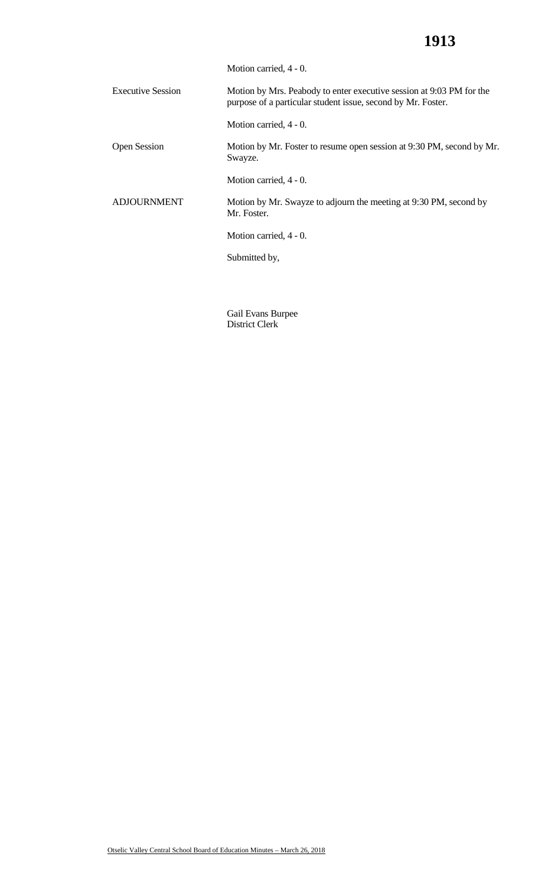Motion carried, 4 - 0.

Executive Session

Motion by Mrs. Peabody to enter executive session at 9:03 PM for the purpose of a particular student issue, second by Mr. Foster.

Motion carried, 4 - 0.

Open Session

Motion by Mr. Foster to resume open session at 9:30 PM, second by Mr. Swayze.

Motion carried, 4 - 0.

ADJOURNMENT

Motion by Mr. Swayze to adjourn the meeting at 9:30 PM, second by Mr. Foster.

Motion carried, 4 - 0.

Submitted by,

Gail Evans Burpee
District Clerk